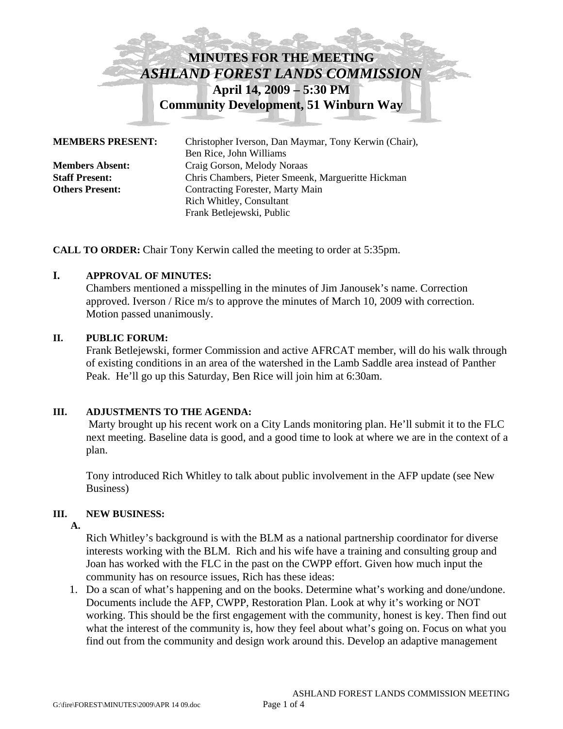# MINUTES FOR THE MEETING
## *ASHLAND FOREST LANDS COMMISSION*
### April 14, 2009 – 5:30 PM
### Community Development, 51 Winburn Way

**MEMBERS PRESENT:** Christopher Iverson, Dan Maymar, Tony Kerwin (Chair), Ben Rice, John Williams
**Members Absent:** Craig Gorson, Melody Noraas
**Staff Present:** Chris Chambers, Pieter Smeenk, Margueritte Hickman
**Others Present:** Contracting Forester, Marty Main
Rich Whitley, Consultant
Frank Betlejewski, Public

**CALL TO ORDER:** Chair Tony Kerwin called the meeting to order at 5:35pm.

**I. APPROVAL OF MINUTES:**

Chambers mentioned a misspelling in the minutes of Jim Janousek's name. Correction approved. Iverson / Rice m/s to approve the minutes of March 10, 2009 with correction. Motion passed unanimously.

**II. PUBLIC FORUM:**

Frank Betlejewski, former Commission and active AFRCAT member, will do his walk through of existing conditions in an area of the watershed in the Lamb Saddle area instead of Panther Peak. He'll go up this Saturday, Ben Rice will join him at 6:30am.

**III. ADJUSTMENTS TO THE AGENDA:**

Marty brought up his recent work on a City Lands monitoring plan. He'll submit it to the FLC next meeting. Baseline data is good, and a good time to look at where we are in the context of a plan.

Tony introduced Rich Whitley to talk about public involvement in the AFP update (see New Business)

**III. NEW BUSINESS:**

**A.**

Rich Whitley's background is with the BLM as a national partnership coordinator for diverse interests working with the BLM. Rich and his wife have a training and consulting group and Joan has worked with the FLC in the past on the CWPP effort. Given how much input the community has on resource issues, Rich has these ideas:

1. Do a scan of what's happening and on the books. Determine what's working and done/undone. Documents include the AFP, CWPP, Restoration Plan. Look at why it's working or NOT working. This should be the first engagement with the community, honest is key. Then find out what the interest of the community is, how they feel about what's going on. Focus on what you find out from the community and design work around this. Develop an adaptive management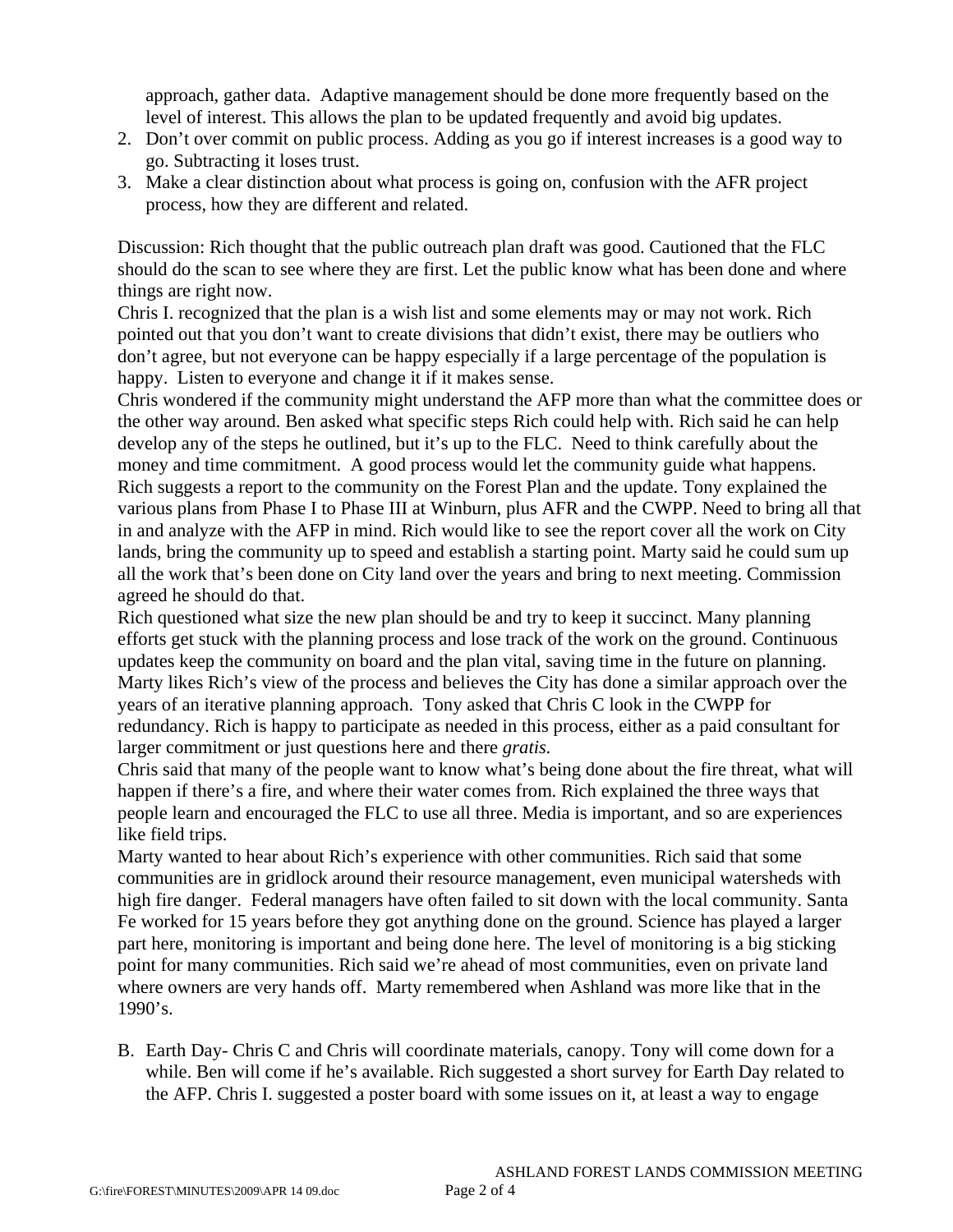approach, gather data. Adaptive management should be done more frequently based on the level of interest. This allows the plan to be updated frequently and avoid big updates.

2. Don't over commit on public process. Adding as you go if interest increases is a good way to go. Subtracting it loses trust.
3. Make a clear distinction about what process is going on, confusion with the AFR project process, how they are different and related.

Discussion: Rich thought that the public outreach plan draft was good. Cautioned that the FLC should do the scan to see where they are first. Let the public know what has been done and where things are right now.

Chris I. recognized that the plan is a wish list and some elements may or may not work. Rich pointed out that you don't want to create divisions that didn't exist, there may be outliers who don't agree, but not everyone can be happy especially if a large percentage of the population is happy. Listen to everyone and change it if it makes sense.

Chris wondered if the community might understand the AFP more than what the committee does or the other way around. Ben asked what specific steps Rich could help with. Rich said he can help develop any of the steps he outlined, but it's up to the FLC. Need to think carefully about the money and time commitment. A good process would let the community guide what happens. Rich suggests a report to the community on the Forest Plan and the update. Tony explained the various plans from Phase I to Phase III at Winburn, plus AFR and the CWPP. Need to bring all that in and analyze with the AFP in mind. Rich would like to see the report cover all the work on City lands, bring the community up to speed and establish a starting point. Marty said he could sum up all the work that's been done on City land over the years and bring to next meeting. Commission agreed he should do that.

Rich questioned what size the new plan should be and try to keep it succinct. Many planning efforts get stuck with the planning process and lose track of the work on the ground. Continuous updates keep the community on board and the plan vital, saving time in the future on planning. Marty likes Rich's view of the process and believes the City has done a similar approach over the years of an iterative planning approach. Tony asked that Chris C look in the CWPP for redundancy. Rich is happy to participate as needed in this process, either as a paid consultant for larger commitment or just questions here and there *gratis.*

Chris said that many of the people want to know what's being done about the fire threat, what will happen if there's a fire, and where their water comes from. Rich explained the three ways that people learn and encouraged the FLC to use all three. Media is important, and so are experiences like field trips.

Marty wanted to hear about Rich's experience with other communities. Rich said that some communities are in gridlock around their resource management, even municipal watersheds with high fire danger. Federal managers have often failed to sit down with the local community. Santa Fe worked for 15 years before they got anything done on the ground. Science has played a larger part here, monitoring is important and being done here. The level of monitoring is a big sticking point for many communities. Rich said we're ahead of most communities, even on private land where owners are very hands off. Marty remembered when Ashland was more like that in the 1990's.

B. Earth Day- Chris C and Chris will coordinate materials, canopy. Tony will come down for a while. Ben will come if he's available. Rich suggested a short survey for Earth Day related to the AFP. Chris I. suggested a poster board with some issues on it, at least a way to engage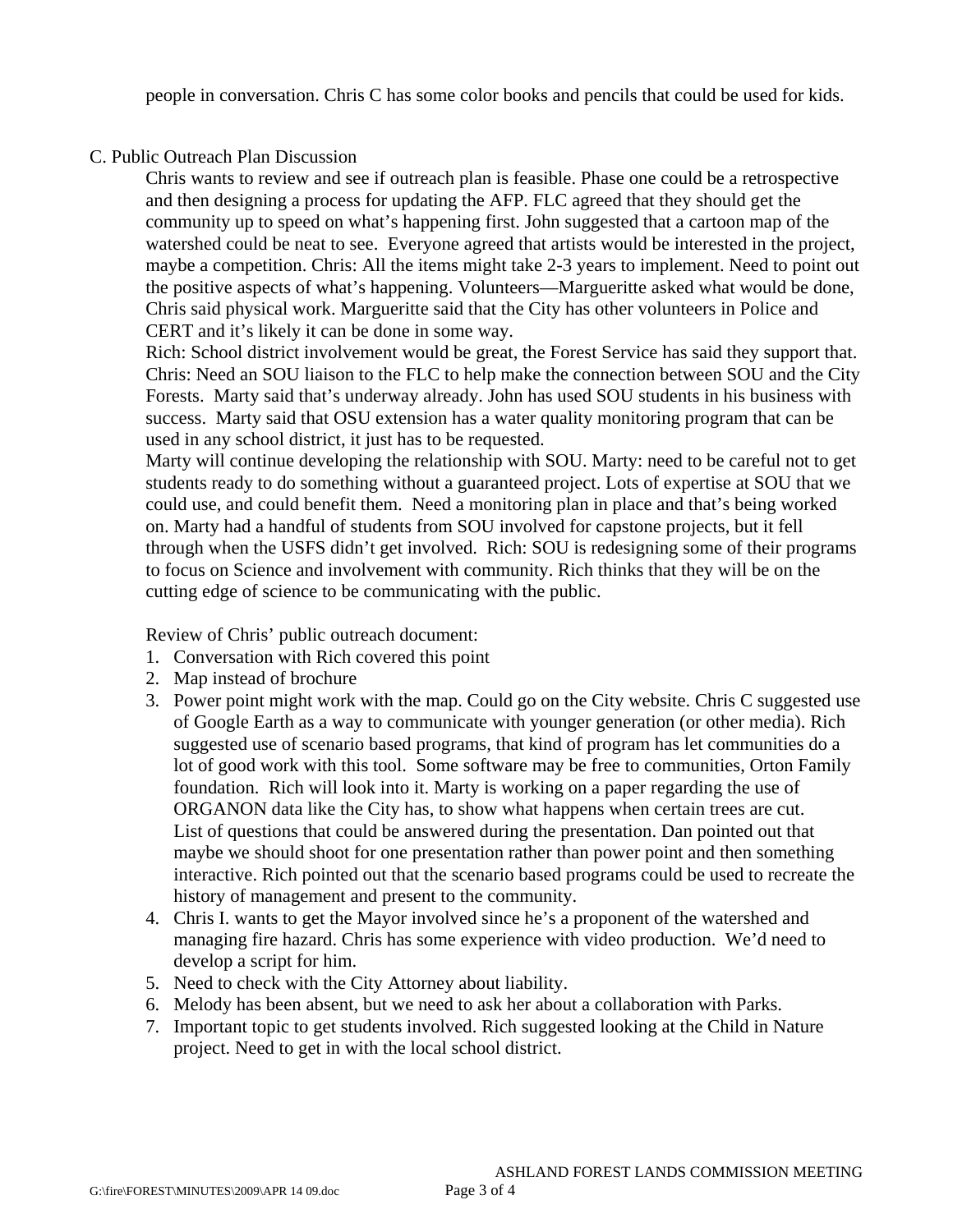people in conversation. Chris C has some color books and pencils that could be used for kids.

C. Public Outreach Plan Discussion

Chris wants to review and see if outreach plan is feasible. Phase one could be a retrospective and then designing a process for updating the AFP. FLC agreed that they should get the community up to speed on what's happening first. John suggested that a cartoon map of the watershed could be neat to see. Everyone agreed that artists would be interested in the project, maybe a competition. Chris: All the items might take 2-3 years to implement. Need to point out the positive aspects of what's happening. Volunteers—Margueritte asked what would be done, Chris said physical work. Margueritte said that the City has other volunteers in Police and CERT and it's likely it can be done in some way.

Rich: School district involvement would be great, the Forest Service has said they support that. Chris: Need an SOU liaison to the FLC to help make the connection between SOU and the City Forests. Marty said that's underway already. John has used SOU students in his business with success. Marty said that OSU extension has a water quality monitoring program that can be used in any school district, it just has to be requested.

Marty will continue developing the relationship with SOU. Marty: need to be careful not to get students ready to do something without a guaranteed project. Lots of expertise at SOU that we could use, and could benefit them. Need a monitoring plan in place and that's being worked on. Marty had a handful of students from SOU involved for capstone projects, but it fell through when the USFS didn't get involved. Rich: SOU is redesigning some of their programs to focus on Science and involvement with community. Rich thinks that they will be on the cutting edge of science to be communicating with the public.

Review of Chris' public outreach document:

1. Conversation with Rich covered this point
2. Map instead of brochure
3. Power point might work with the map. Could go on the City website. Chris C suggested use of Google Earth as a way to communicate with younger generation (or other media). Rich suggested use of scenario based programs, that kind of program has let communities do a lot of good work with this tool. Some software may be free to communities, Orton Family foundation. Rich will look into it. Marty is working on a paper regarding the use of ORGANON data like the City has, to show what happens when certain trees are cut. List of questions that could be answered during the presentation. Dan pointed out that maybe we should shoot for one presentation rather than power point and then something interactive. Rich pointed out that the scenario based programs could be used to recreate the history of management and present to the community.
4. Chris I. wants to get the Mayor involved since he's a proponent of the watershed and managing fire hazard. Chris has some experience with video production. We'd need to develop a script for him.
5. Need to check with the City Attorney about liability.
6. Melody has been absent, but we need to ask her about a collaboration with Parks.
7. Important topic to get students involved. Rich suggested looking at the Child in Nature project. Need to get in with the local school district.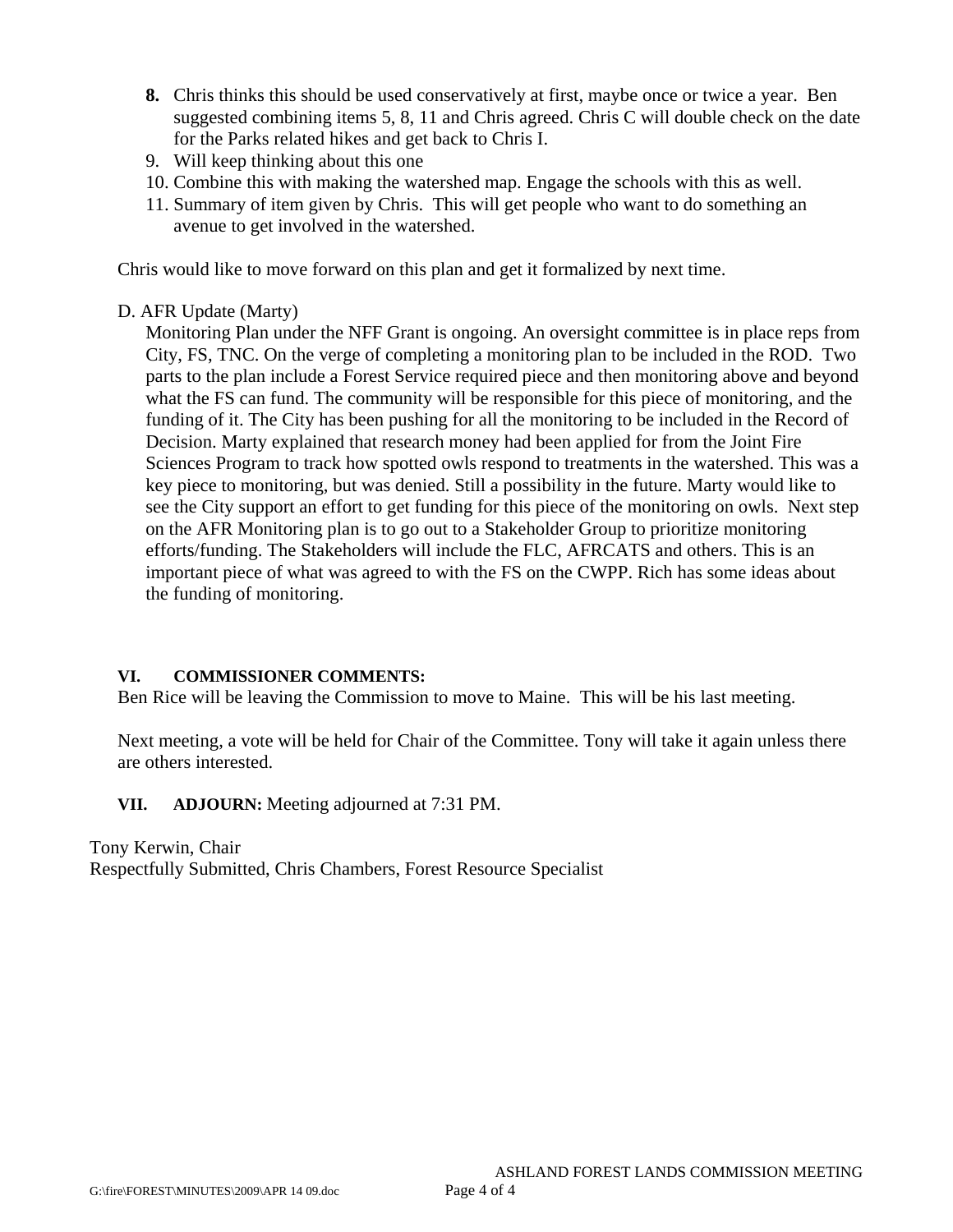8. **8.** Chris thinks this should be used conservatively at first, maybe once or twice a year. Ben suggested combining items 5, 8, 11 and Chris agreed. Chris C will double check on the date for the Parks related hikes and get back to Chris I.
9. Will keep thinking about this one
10. Combine this with making the watershed map. Engage the schools with this as well.
11. Summary of item given by Chris. This will get people who want to do something an avenue to get involved in the watershed.

Chris would like to move forward on this plan and get it formalized by next time.

D. AFR Update (Marty)

Monitoring Plan under the NFF Grant is ongoing. An oversight committee is in place reps from City, FS, TNC. On the verge of completing a monitoring plan to be included in the ROD. Two parts to the plan include a Forest Service required piece and then monitoring above and beyond what the FS can fund. The community will be responsible for this piece of monitoring, and the funding of it. The City has been pushing for all the monitoring to be included in the Record of Decision. Marty explained that research money had been applied for from the Joint Fire Sciences Program to track how spotted owls respond to treatments in the watershed. This was a key piece to monitoring, but was denied. Still a possibility in the future. Marty would like to see the City support an effort to get funding for this piece of the monitoring on owls. Next step on the AFR Monitoring plan is to go out to a Stakeholder Group to prioritize monitoring efforts/funding. The Stakeholders will include the FLC, AFRCATS and others. This is an important piece of what was agreed to with the FS on the CWPP. Rich has some ideas about the funding of monitoring.

**VI. COMMISSIONER COMMENTS:**

Ben Rice will be leaving the Commission to move to Maine. This will be his last meeting.

Next meeting, a vote will be held for Chair of the Committee. Tony will take it again unless there are others interested.

**VII. ADJOURN:** Meeting adjourned at 7:31 PM.

Tony Kerwin, Chair

Respectfully Submitted, Chris Chambers, Forest Resource Specialist